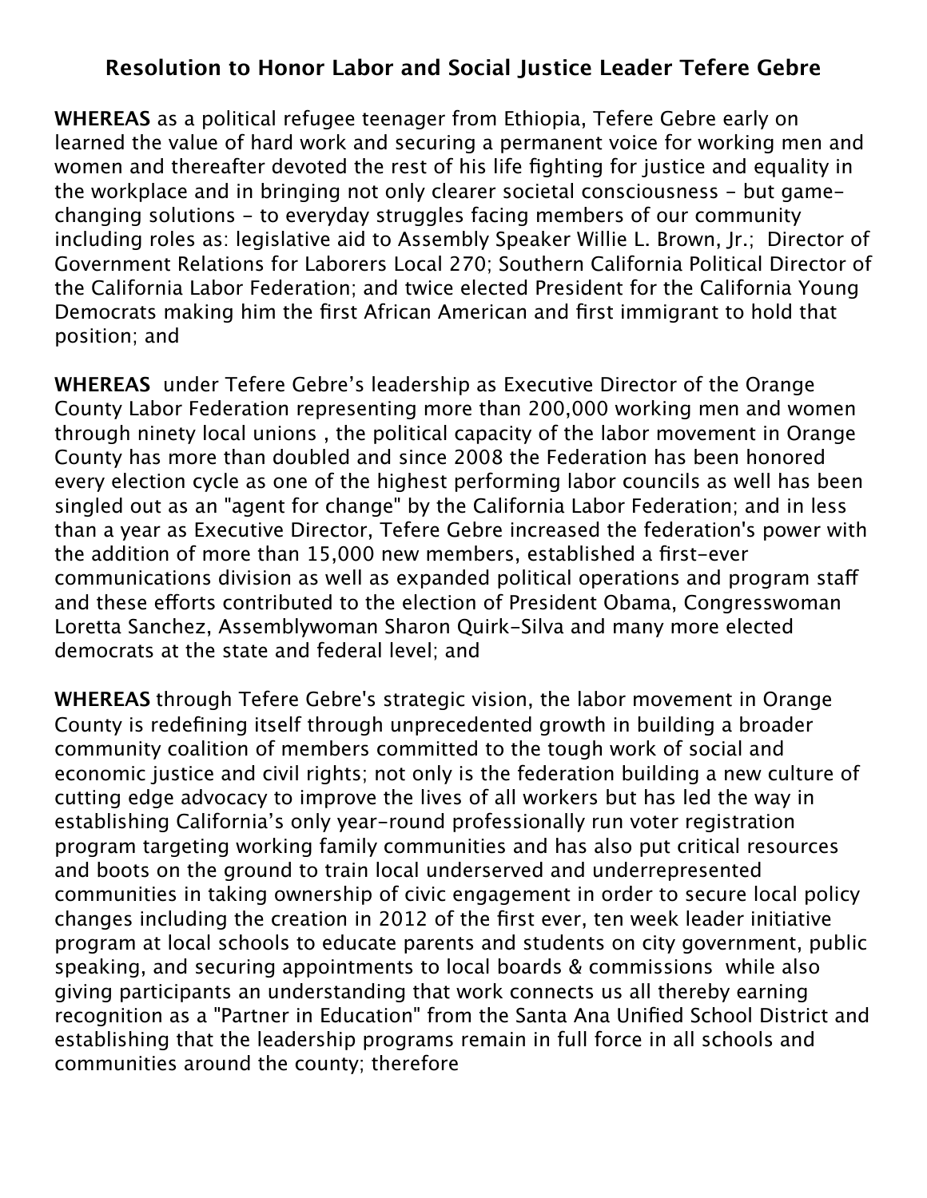# Resolution to Honor Labor and Social Justice Leader Tefere Gebre

**WHEREAS** as a political refugee teenager from Ethiopia, Tefere Gebre early on learned the value of hard work and securing a permanent voice for working men and women and thereafter devoted the rest of his life fighting for justice and equality in the workplace and in bringing not only clearer societal consciousness - but game-changing solutions - to everyday struggles facing members of our community including roles as: legislative aid to Assembly Speaker Willie L. Brown, Jr.; Director of Government Relations for Laborers Local 270; Southern California Political Director of the California Labor Federation; and twice elected President for the California Young Democrats making him the first African American and first immigrant to hold that position; and

**WHEREAS** under Tefere Gebre's leadership as Executive Director of the Orange County Labor Federation representing more than 200,000 working men and women through ninety local unions , the political capacity of the labor movement in Orange County has more than doubled and since 2008 the Federation has been honored every election cycle as one of the highest performing labor councils as well has been singled out as an "agent for change" by the California Labor Federation; and in less than a year as Executive Director, Tefere Gebre increased the federation's power with the addition of more than 15,000 new members, established a first-ever communications division as well as expanded political operations and program staff and these efforts contributed to the election of President Obama, Congresswoman Loretta Sanchez, Assemblywoman Sharon Quirk-Silva and many more elected democrats at the state and federal level; and

**WHEREAS** through Tefere Gebre's strategic vision, the labor movement in Orange County is redefining itself through unprecedented growth in building a broader community coalition of members committed to the tough work of social and economic justice and civil rights; not only is the federation building a new culture of cutting edge advocacy to improve the lives of all workers but has led the way in establishing California's only year-round professionally run voter registration program targeting working family communities and has also put critical resources and boots on the ground to train local underserved and underrepresented communities in taking ownership of civic engagement in order to secure local policy changes including the creation in 2012 of the first ever, ten week leader initiative program at local schools to educate parents and students on city government, public speaking, and securing appointments to local boards & commissions while also giving participants an understanding that work connects us all thereby earning recognition as a "Partner in Education" from the Santa Ana Unified School District and establishing that the leadership programs remain in full force in all schools and communities around the county; therefore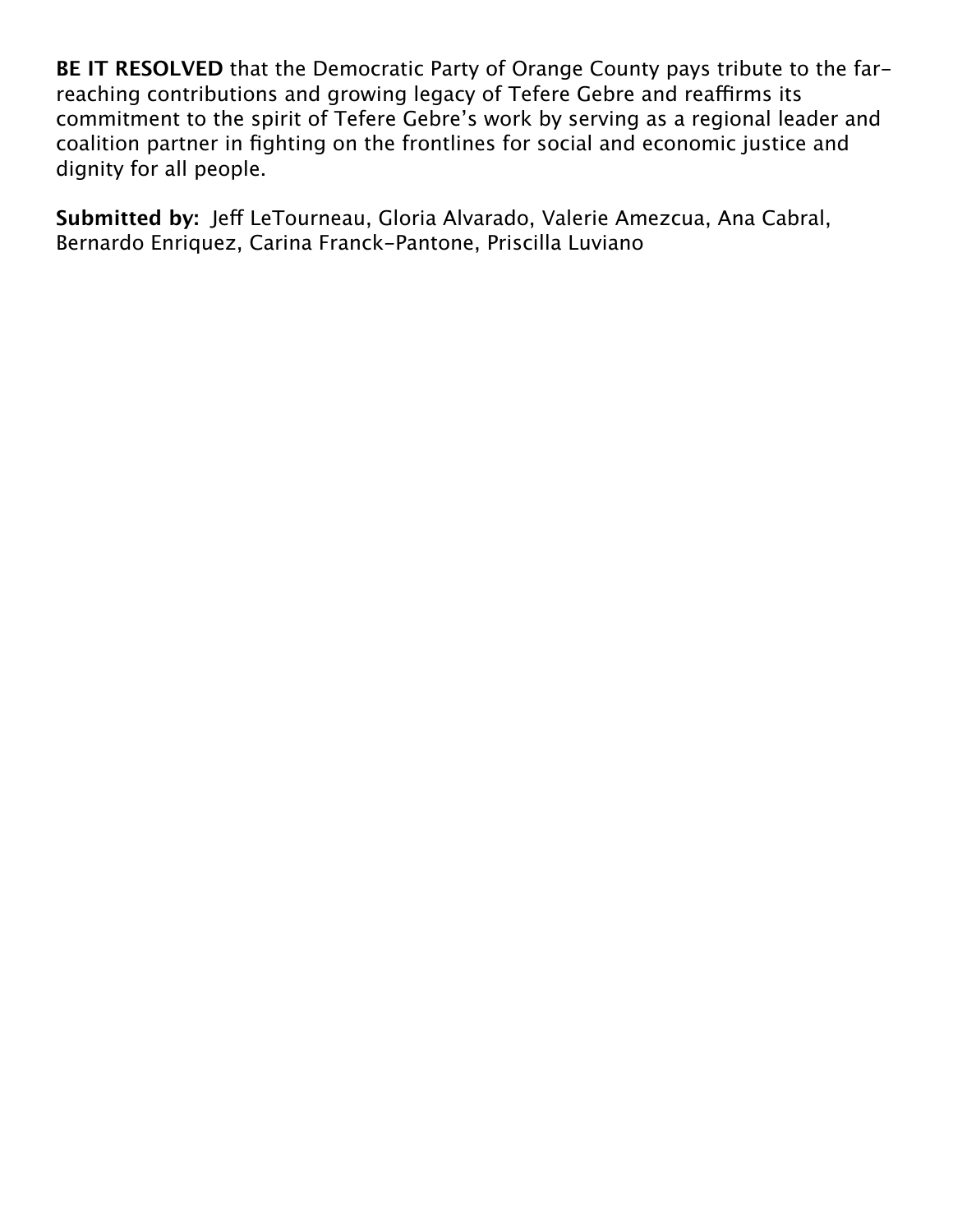**BE IT RESOLVED** that the Democratic Party of Orange County pays tribute to the far-reaching contributions and growing legacy of Tefere Gebre and reaffirms its commitment to the spirit of Tefere Gebre's work by serving as a regional leader and coalition partner in fighting on the frontlines for social and economic justice and dignity for all people.

**Submitted by:** Jeff LeTourneau, Gloria Alvarado, Valerie Amezcua, Ana Cabral, Bernardo Enriquez, Carina Franck-Pantone, Priscilla Luviano